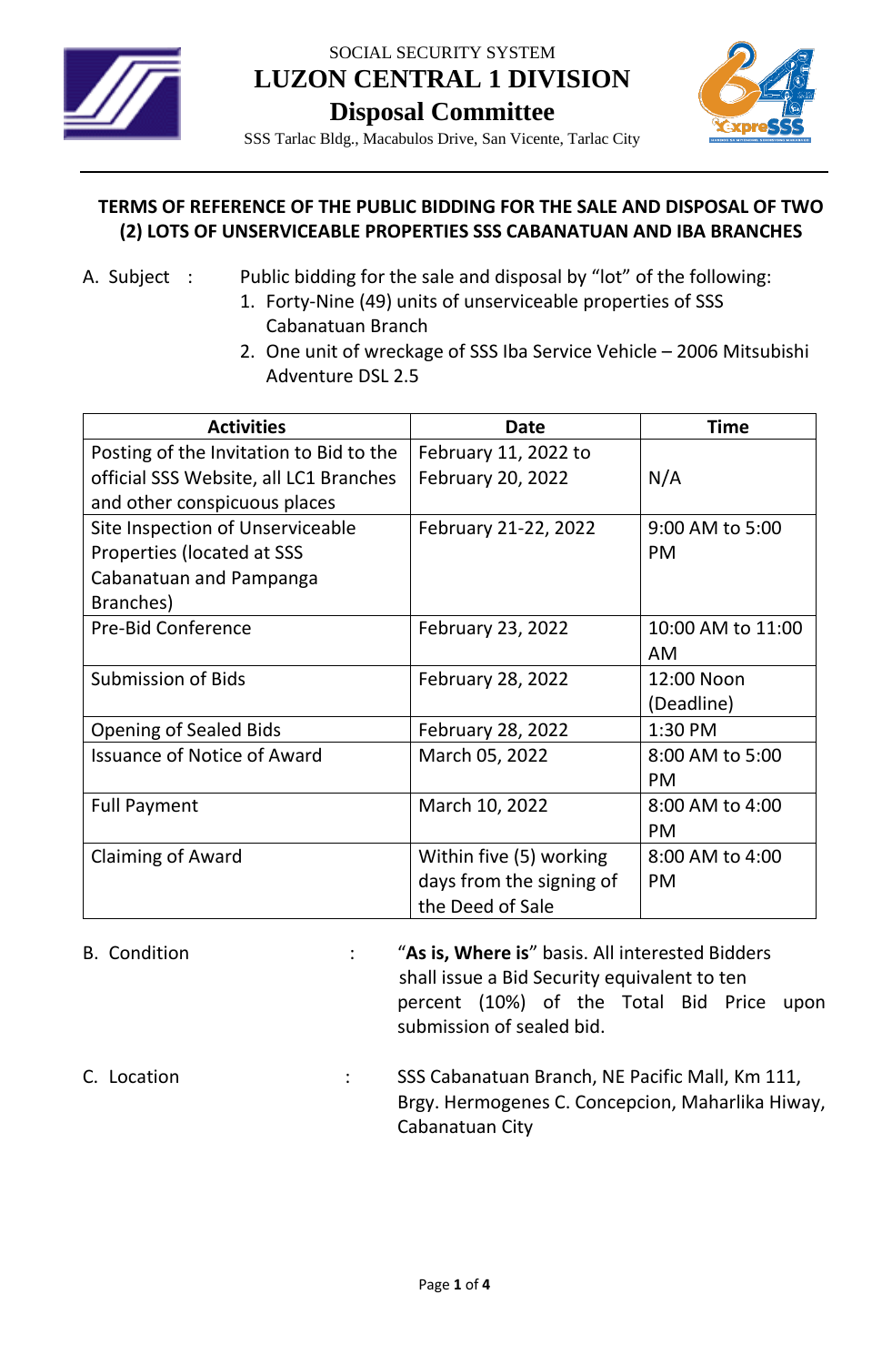SOCIAL SECURITY SYSTEM

# LUZON CENTRAL 1 DIVISION

## Disposal Committee

SSS Tarlac Bldg., Macabulos Drive, San Vicente, Tarlac City

---

**TERMS OF REFERENCE OF THE PUBLIC BIDDING FOR THE SALE AND DISPOSAL OF TWO (2) LOTS OF UNSERVICEABLE PROPERTIES SSS CABANATUAN AND IBA BRANCHES**

A. Subject : Public bidding for the sale and disposal by "lot" of the following:

1. Forty-Nine (49) units of unserviceable properties of SSS Cabanatuan Branch
2. One unit of wreckage of SSS Iba Service Vehicle – 2006 Mitsubishi Adventure DSL 2.5

| Activities | Date | Time |
|---|---|---|
| Posting of the Invitation to Bid to the official SSS Website, all LC1 Branches and other conspicuous places | February 11, 2022 to February 20, 2022 | N/A |
| Site Inspection of Unserviceable Properties (located at SSS Cabanatuan and Pampanga Branches) | February 21-22, 2022 | 9:00 AM to 5:00 PM |
| Pre-Bid Conference | February 23, 2022 | 10:00 AM to 11:00 AM |
| Submission of Bids | February 28, 2022 | 12:00 Noon (Deadline) |
| Opening of Sealed Bids | February 28, 2022 | 1:30 PM |
| Issuance of Notice of Award | March 05, 2022 | 8:00 AM to 5:00 PM |
| Full Payment | March 10, 2022 | 8:00 AM to 4:00 PM |
| Claiming of Award | Within five (5) working days from the signing of the Deed of Sale | 8:00 AM to 4:00 PM |

B. Condition : "**As is, Where is**" basis. All interested Bidders shall issue a Bid Security equivalent to ten percent (10%) of the Total Bid Price upon submission of sealed bid.

C. Location : SSS Cabanatuan Branch, NE Pacific Mall, Km 111, Brgy. Hermogenes C. Concepcion, Maharlika Hiway, Cabanatuan City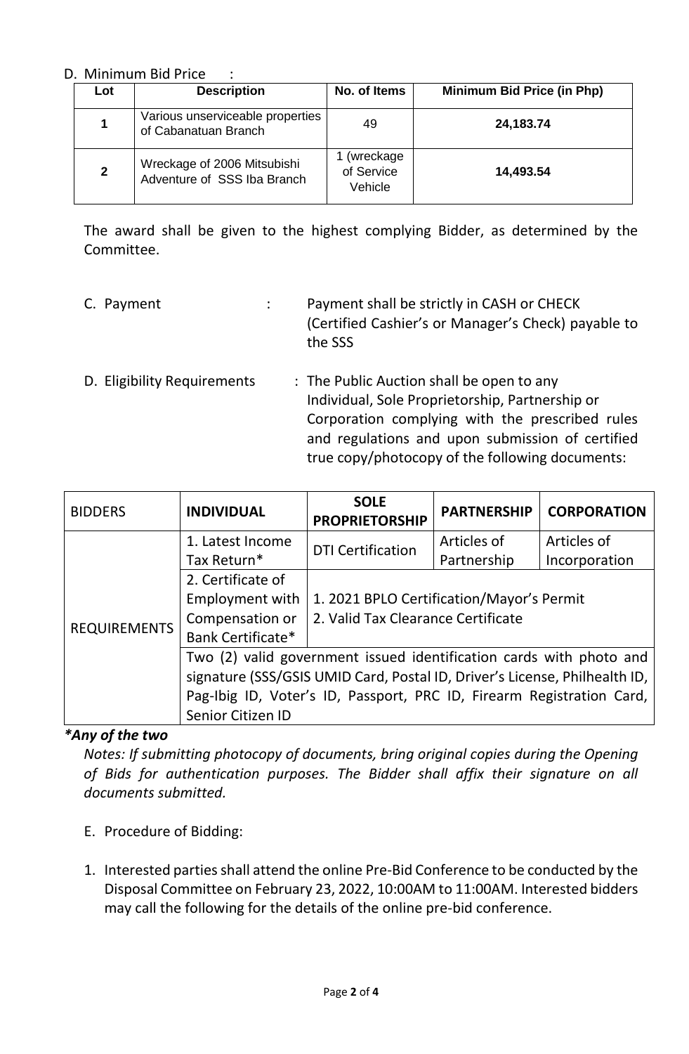D. Minimum Bid Price :

| Lot | Description | No. of Items | Minimum Bid Price (in Php) |
|---|---|---|---|
| **1** | Various unserviceable properties of Cabanatuan Branch | 49 | **24,183.74** |
| **2** | Wreckage of 2006 Mitsubishi Adventure of SSS Iba Branch | 1 (wreckage of Service Vehicle | **14,493.54** |

The award shall be given to the highest complying Bidder, as determined by the Committee.

C. Payment : Payment shall be strictly in CASH or CHECK (Certified Cashier's or Manager's Check) payable to the SSS

D. Eligibility Requirements : The Public Auction shall be open to any Individual, Sole Proprietorship, Partnership or Corporation complying with the prescribed rules and regulations and upon submission of certified true copy/photocopy of the following documents:

| BIDDERS | INDIVIDUAL | SOLE PROPRIETORSHIP | PARTNERSHIP | CORPORATION |
|---|---|---|---|---|
| REQUIREMENTS | 1. Latest Income Tax Return* | DTI Certification | Articles of Partnership | Articles of Incorporation |
| | 2. Certificate of Employment with Compensation or Bank Certificate* | 1. 2021 BPLO Certification/Mayor's Permit<br>2. Valid Tax Clearance Certificate | | |
| | Two (2) valid government issued identification cards with photo and signature (SSS/GSIS UMID Card, Postal ID, Driver's License, Philhealth ID, Pag-Ibig ID, Voter's ID, Passport, PRC ID, Firearm Registration Card, Senior Citizen ID | | | |

***Any of the two***

*Notes: If submitting photocopy of documents, bring original copies during the Opening of Bids for authentication purposes. The Bidder shall affix their signature on all documents submitted.*

E. Procedure of Bidding:

1. Interested parties shall attend the online Pre-Bid Conference to be conducted by the Disposal Committee on February 23, 2022, 10:00AM to 11:00AM. Interested bidders may call the following for the details of the online pre-bid conference.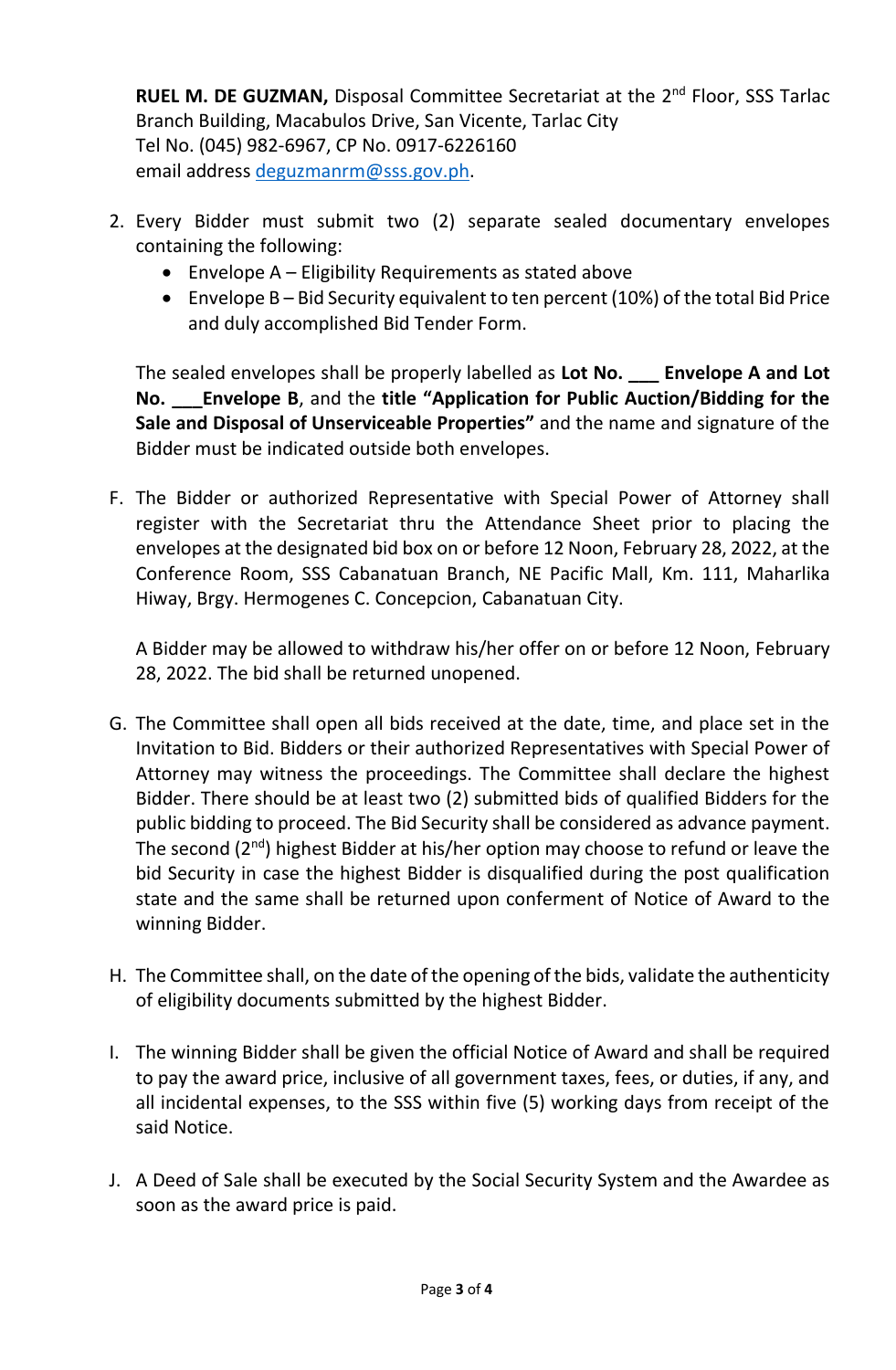**RUEL M. DE GUZMAN,** Disposal Committee Secretariat at the 2nd Floor, SSS Tarlac Branch Building, Macabulos Drive, San Vicente, Tarlac City
Tel No. (045) 982-6967, CP No. 0917-6226160
email address deguzmanrm@sss.gov.ph.

2. Every Bidder must submit two (2) separate sealed documentary envelopes containing the following:
   - Envelope A – Eligibility Requirements as stated above
   - Envelope B – Bid Security equivalent to ten percent (10%) of the total Bid Price and duly accomplished Bid Tender Form.

   The sealed envelopes shall be properly labelled as **Lot No. ___ Envelope A and Lot No. ___Envelope B**, and the **title "Application for Public Auction/Bidding for the Sale and Disposal of Unserviceable Properties"** and the name and signature of the Bidder must be indicated outside both envelopes.

F. The Bidder or authorized Representative with Special Power of Attorney shall register with the Secretariat thru the Attendance Sheet prior to placing the envelopes at the designated bid box on or before 12 Noon, February 28, 2022, at the Conference Room, SSS Cabanatuan Branch, NE Pacific Mall, Km. 111, Maharlika Hiway, Brgy. Hermogenes C. Concepcion, Cabanatuan City.

   A Bidder may be allowed to withdraw his/her offer on or before 12 Noon, February 28, 2022. The bid shall be returned unopened.

G. The Committee shall open all bids received at the date, time, and place set in the Invitation to Bid. Bidders or their authorized Representatives with Special Power of Attorney may witness the proceedings. The Committee shall declare the highest Bidder. There should be at least two (2) submitted bids of qualified Bidders for the public bidding to proceed. The Bid Security shall be considered as advance payment. The second (2nd) highest Bidder at his/her option may choose to refund or leave the bid Security in case the highest Bidder is disqualified during the post qualification state and the same shall be returned upon conferment of Notice of Award to the winning Bidder.

H. The Committee shall, on the date of the opening of the bids, validate the authenticity of eligibility documents submitted by the highest Bidder.

I. The winning Bidder shall be given the official Notice of Award and shall be required to pay the award price, inclusive of all government taxes, fees, or duties, if any, and all incidental expenses, to the SSS within five (5) working days from receipt of the said Notice.

J. A Deed of Sale shall be executed by the Social Security System and the Awardee as soon as the award price is paid.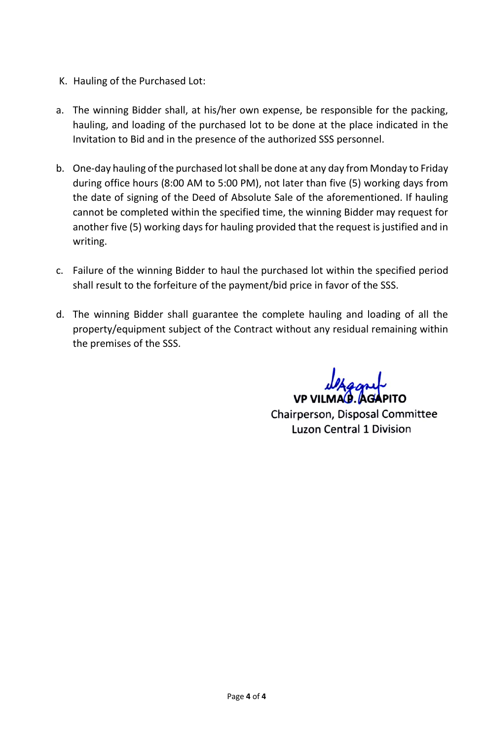K. Hauling of the Purchased Lot:

a. The winning Bidder shall, at his/her own expense, be responsible for the packing, hauling, and loading of the purchased lot to be done at the place indicated in the Invitation to Bid and in the presence of the authorized SSS personnel.

b. One-day hauling of the purchased lot shall be done at any day from Monday to Friday during office hours (8:00 AM to 5:00 PM), not later than five (5) working days from the date of signing of the Deed of Absolute Sale of the aforementioned. If hauling cannot be completed within the specified time, the winning Bidder may request for another five (5) working days for hauling provided that the request is justified and in writing.

c. Failure of the winning Bidder to haul the purchased lot within the specified period shall result to the forfeiture of the payment/bid price in favor of the SSS.

d. The winning Bidder shall guarantee the complete hauling and loading of all the property/equipment subject of the Contract without any residual remaining within the premises of the SSS.

**VP VILMA P. AGAPITO**
Chairperson, Disposal Committee
Luzon Central 1 Division